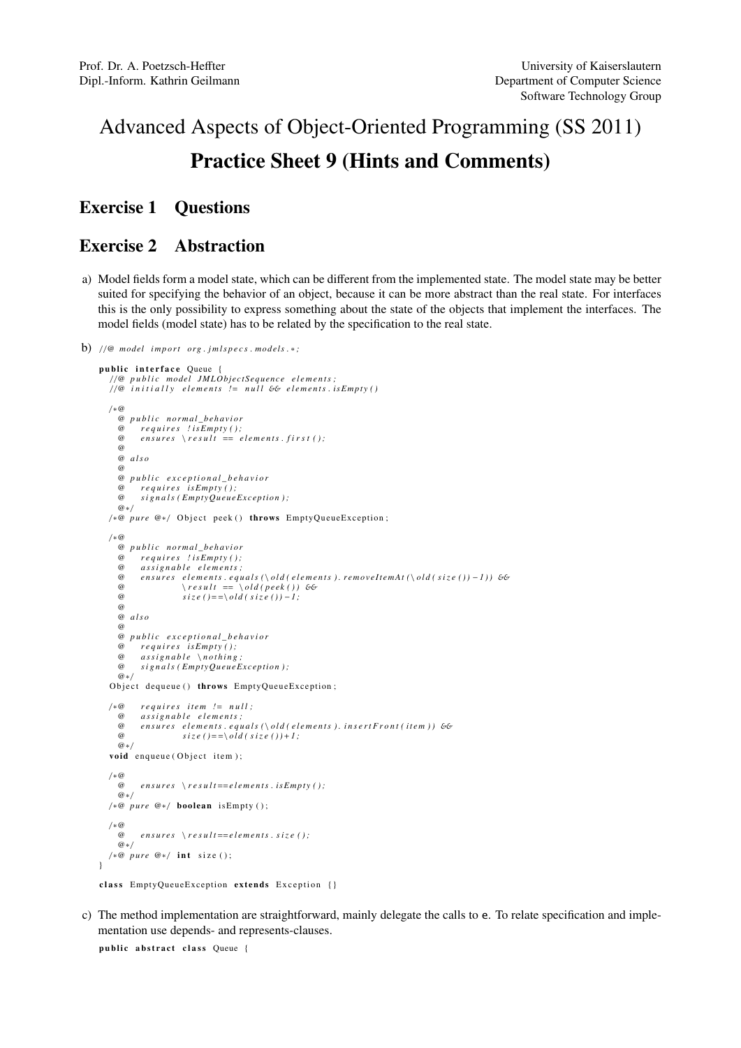Prof. Dr. A. Poetzsch-Heffter
Dipl.-Inform. Kathrin Geilmann

University of Kaiserslautern
Department of Computer Science
Software Technology Group

# Advanced Aspects of Object-Oriented Programming (SS 2011)

# Practice Sheet 9 (Hints and Comments)

## Exercise 1 Questions

## Exercise 2 Abstraction

a) Model fields form a model state, which can be different from the implemented state. The model state may be better suited for specifying the behavior of an object, because it can be more abstract than the real state. For interfaces this is the only possibility to express something about the state of the objects that implement the interfaces. The model fields (model state) has to be related by the specification to the real state.

b)
```
//@ model import org.jmlspecs.models.*;

public interface Queue {
  //@ public model JMLObjectSequence elements;
  //@ initially elements != null && elements.isEmpty()

  /*@
    @ public normal_behavior
    @   requires !isEmpty();
    @   ensures \result == elements.first();
    @
    @ also
    @
    @ public exceptional_behavior
    @   requires isEmpty();
    @   signals(EmptyQueueException);
    @*/
  /*@ pure @*/ Object peek() throws EmptyQueueException;

  /*@
    @ public normal_behavior
    @   requires !isEmpty();
    @   assignable elements;
    @   ensures elements.equals(\old(elements).removeItemAt(\old(size())-1)) &&
    @           \result == \old(peek()) &&
    @           size()==\old(size())-1;
    @
    @ also
    @
    @ public exceptional_behavior
    @   requires isEmpty();
    @   assignable \nothing;
    @   signals(EmptyQueueException);
    @*/
  Object dequeue() throws EmptyQueueException;

  /*@   requires item != null;
    @   assignable elements;
    @   ensures elements.equals(\old(elements).insertFront(item)) &&
    @           size()==\old(size())+1;
    @*/
  void enqueue(Object item);

  /*@
    @   ensures \result==elements.isEmpty();
    @*/
  /*@ pure @*/ boolean isEmpty();

  /*@
    @   ensures \result==elements.size();
    @*/
  /*@ pure @*/ int size();
}

class EmptyQueueException extends Exception {}
```

c) The method implementation are straightforward, mainly delegate the calls to `e`. To relate specification and implementation use depends- and represents-clauses.

```
public abstract class Queue {
```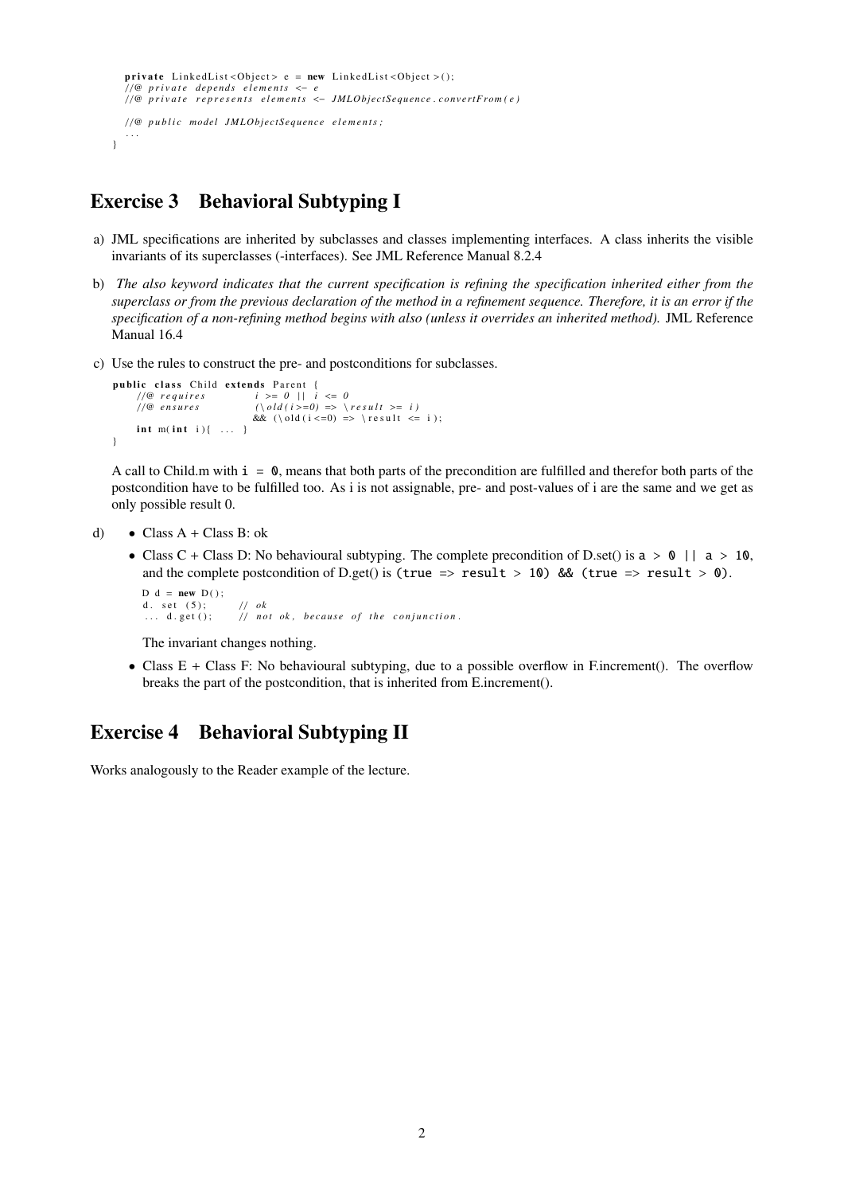```
    private LinkedList<Object> e = new LinkedList<Object>();
    //@ private depends elements <- e
    //@ private represents elements <- JMLObjectSequence.convertFrom(e)

    //@ public model JMLObjectSequence elements;
    ...
}
```

## Exercise 3 Behavioral Subtyping I

a) JML specifications are inherited by subclasses and classes implementing interfaces. A class inherits the visible invariants of its superclasses (-interfaces). See JML Reference Manual 8.2.4

b) *The also keyword indicates that the current specification is refining the specification inherited either from the superclass or from the previous declaration of the method in a refinement sequence. Therefore, it is an error if the specification of a non-refining method begins with also (unless it overrides an inherited method).* JML Reference Manual 16.4

c) Use the rules to construct the pre- and postconditions for subclasses.

```
public class Child extends Parent {
    //@ requires          i >= 0 || i <= 0
    //@ ensures           (\old(i>=0) => \result >= i)
                       && (\old(i<=0) => \result <= i);
    int m(int i){ ... }
}
```

A call to Child.m with `i = 0`, means that both parts of the precondition are fulfilled and therefor both parts of the postcondition have to be fulfilled too. As i is not assignable, pre- and post-values of i are the same and we get as only possible result 0.

d)
- Class A + Class B: ok
- Class C + Class D: No behavioural subtyping. The complete precondition of D.set() is `a > 0 || a > 10`, and the complete postcondition of D.get() is `(true => result > 10) && (true => result > 0)`.

  ```
  D d = new D();
  d.set(5);        // ok
  ... d.get();     // not ok, because of the conjunction.
  ```

  The invariant changes nothing.
- Class E + Class F: No behavioural subtyping, due to a possible overflow in F.increment(). The overflow breaks the part of the postcondition, that is inherited from E.increment().

## Exercise 4 Behavioral Subtyping II

Works analogously to the Reader example of the lecture.